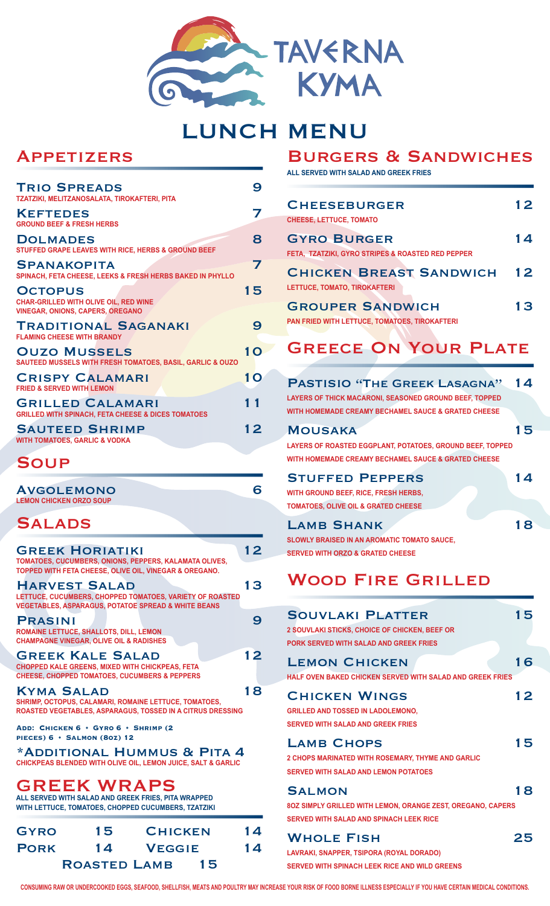# TAVERNA KYMA

# LUNCH MENU

## Appetizers

**Trio Spreads** 9
TZATZIKI, MELITZANOSALATA, TIROKAFTERI, PITA

**Keftedes** 7
GROUND BEEF & FRESH HERBS

**Dolmades** 8
STUFFED GRAPE LEAVES WITH RICE, HERBS & GROUND BEEF

**Spanakopita** 7
SPINACH, FETA CHEESE, LEEKS & FRESH HERBS BAKED IN PHYLLO

**Octopus** 15
CHAR-GRILLED WITH OLIVE OIL, RED WINE VINEGAR, ONIONS, CAPERS, OREGANO

**Traditional Saganaki** 9
FLAMING CHEESE WITH BRANDY

**Ouzo Mussels** 10
SAUTEED MUSSELS WITH FRESH TOMATOES, BASIL, GARLIC & OUZO

**Crispy Calamari** 10
FRIED & SERVED WITH LEMON

**Grilled Calamari** 11
GRILLED WITH SPINACH, FETA CHEESE & DICES TOMATOES

**Sauteed Shrimp** 12
WITH TOMATOES, GARLIC & VODKA

## Soup

**Avgolemono** 6
LEMON CHICKEN ORZO SOUP

## Salads

**Greek Horiatiki** 12
TOMATOES, CUCUMBERS, ONIONS, PEPPERS, KALAMATA OLIVES, TOPPED WITH FETA CHEESE, OLIVE OIL, VINEGAR & OREGANO.

**Harvest Salad** 13
LETTUCE, CUCUMBERS, CHOPPED TOMATOES, VARIETY OF ROASTED VEGETABLES, ASPARAGUS, POTATOE SPREAD & WHITE BEANS

**Prasini** 9
ROMAINE LETTUCE, SHALLOTS, DILL, LEMON CHAMPAGNE VINEGAR, OLIVE OIL & RADISHES

**Greek Kale Salad** 12
CHOPPED KALE GREENS, MIXED WITH CHICKPEAS, FETA CHEESE, CHOPPED TOMATOES, CUCUMBERS & PEPPERS

**Kyma Salad** 18
SHRIMP, OCTOPUS, CALAMARI, ROMAINE LETTUCE, TOMATOES, ROASTED VEGETABLES, ASPARAGUS, TOSSED IN A CITRUS DRESSING

Add: Chicken 6 • Gyro 6 • Shrimp (2 pieces) 6 • Salmon (8oz) 12

**\*Additional Hummus & Pita** 4
CHICKPEAS BLENDED WITH OLIVE OIL, LEMON JUICE, SALT & GARLIC

## GREEK WRAPS

ALL SERVED WITH SALAD AND GREEK FRIES, PITA WRAPPED WITH LETTUCE, TOMATOES, CHOPPED CUCUMBERS, TZATZIKI

| | | | |
|---|---|---|---|
| Gyro | 15 | Chicken | 14 |
| Pork | 14 | Veggie | 14 |
| Roasted Lamb | 15 | | |

## Burgers & Sandwiches

ALL SERVED WITH SALAD AND GREEK FRIES

**Cheeseburger** 12
CHEESE, LETTUCE, TOMATO

**Gyro Burger** 14
FETA, TZATZIKI, GYRO STRIPES & ROASTED RED PEPPER

**Chicken Breast Sandwich** 12
LETTUCE, TOMATO, TIROKAFTERI

**Grouper Sandwich** 13
PAN FRIED WITH LETTUCE, TOMATOES, TIROKAFTERI

## Greece On Your Plate

**Pastisio "The Greek Lasagna"** 14
LAYERS OF THICK MACARONI, SEASONED GROUND BEEF, TOPPED WITH HOMEMADE CREAMY BECHAMEL SAUCE & GRATED CHEESE

**Mousaka** 15
LAYERS OF ROASTED EGGPLANT, POTATOES, GROUND BEEF, TOPPED WITH HOMEMADE CREAMY BECHAMEL SAUCE & GRATED CHEESE

**Stuffed Peppers** 14
WITH GROUND BEEF, RICE, FRESH HERBS, TOMATOES, OLIVE OIL & GRATED CHEESE

**Lamb Shank** 18
SLOWLY BRAISED IN AN AROMATIC TOMATO SAUCE, SERVED WITH ORZO & GRATED CHEESE

## Wood Fire Grilled

**Souvlaki Platter** 15
2 SOUVLAKI STICKS, CHOICE OF CHICKEN, BEEF OR PORK SERVED WITH SALAD AND GREEK FRIES

**Lemon Chicken** 16
HALF OVEN BAKED CHICKEN SERVED WITH SALAD AND GREEK FRIES

**Chicken Wings** 12
GRILLED AND TOSSED IN LADOLEMONO, SERVED WITH SALAD AND GREEK FRIES

**Lamb Chops** 15
2 CHOPS MARINATED WITH ROSEMARY, THYME AND GARLIC SERVED WITH SALAD AND LEMON POTATOES

**Salmon** 18
8OZ SIMPLY GRILLED WITH LEMON, ORANGE ZEST, OREGANO, CAPERS SERVED WITH SALAD AND SPINACH LEEK RICE

**Whole Fish** 25
LAVRAKI, SNAPPER, TSIPORA (ROYAL DORADO) SERVED WITH SPINACH LEEK RICE AND WILD GREENS

CONSUMING RAW OR UNDERCOOKED EGGS, SEAFOOD, SHELLFISH, MEATS AND POULTRY MAY INCREASE YOUR RISK OF FOOD BORNE ILLNESS ESPECIALLY IF YOU HAVE CERTAIN MEDICAL CONDITIONS.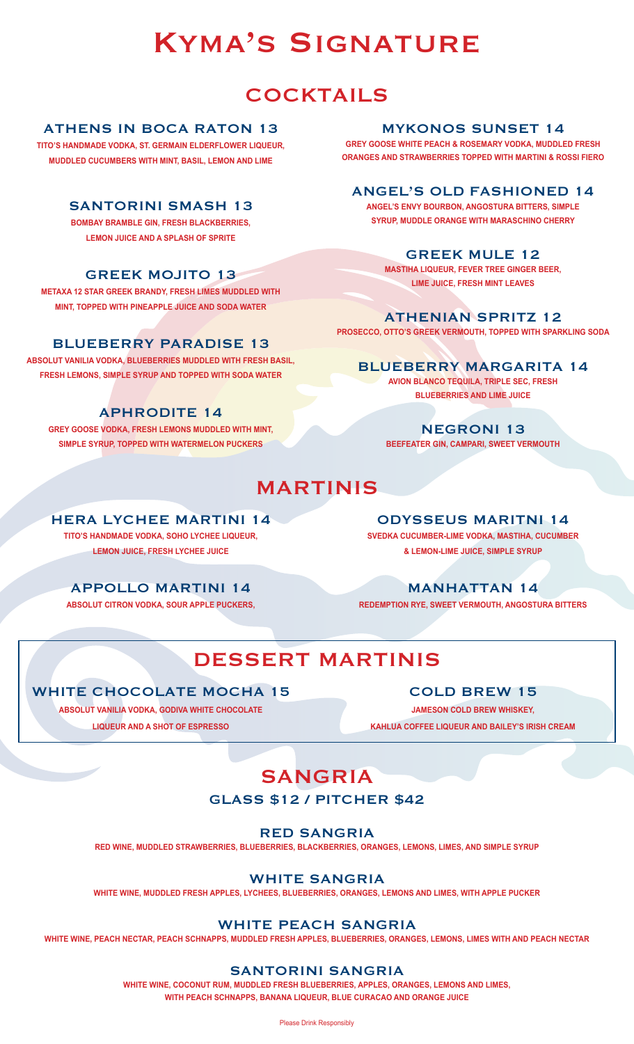# Kyma's Signature

## COCKTAILS

### ATHENS IN BOCA RATON 13

TITO'S HANDMADE VODKA, ST. GERMAIN ELDERFLOWER LIQUEUR, MUDDLED CUCUMBERS WITH MINT, BASIL, LEMON AND LIME

### SANTORINI SMASH 13

BOMBAY BRAMBLE GIN, FRESH BLACKBERRIES, LEMON JUICE AND A SPLASH OF SPRITE

### GREEK MOJITO 13

METAXA 12 STAR GREEK BRANDY, FRESH LIMES MUDDLED WITH MINT, TOPPED WITH PINEAPPLE JUICE AND SODA WATER

### BLUEBERRY PARADISE 13

ABSOLUT VANILIA VODKA, BLUEBERRIES MUDDLED WITH FRESH BASIL, FRESH LEMONS, SIMPLE SYRUP AND TOPPED WITH SODA WATER

### APHRODITE 14

GREY GOOSE VODKA, FRESH LEMONS MUDDLED WITH MINT, SIMPLE SYRUP, TOPPED WITH WATERMELON PUCKERS

### MYKONOS SUNSET 14

GREY GOOSE WHITE PEACH & ROSEMARY VODKA, MUDDLED FRESH ORANGES AND STRAWBERRIES TOPPED WITH MARTINI & ROSSI FIERO

### ANGEL'S OLD FASHIONED 14

ANGEL'S ENVY BOURBON, ANGOSTURA BITTERS, SIMPLE SYRUP, MUDDLE ORANGE WITH MARASCHINO CHERRY

### GREEK MULE 12

MASTIHA LIQUEUR, FEVER TREE GINGER BEER, LIME JUICE, FRESH MINT LEAVES

### ATHENIAN SPRITZ 12

PROSECCO, OTTO'S GREEK VERMOUTH, TOPPED WITH SPARKLING SODA

### BLUEBERRY MARGARITA 14

AVION BLANCO TEQUILA, TRIPLE SEC, FRESH BLUEBERRIES AND LIME JUICE

### NEGRONI 13

BEEFEATER GIN, CAMPARI, SWEET VERMOUTH

## MARTINIS

### HERA LYCHEE MARTINI 14

TITO'S HANDMADE VODKA, SOHO LYCHEE LIQUEUR, LEMON JUICE, FRESH LYCHEE JUICE

### APPOLLO MARTINI 14

ABSOLUT CITRON VODKA, SOUR APPLE PUCKERS,

### ODYSSEUS MARITNI 14

SVEDKA CUCUMBER-LIME VODKA, MASTIHA, CUCUMBER & LEMON-LIME JUICE, SIMPLE SYRUP

### MANHATTAN 14

REDEMPTION RYE, SWEET VERMOUTH, ANGOSTURA BITTERS

## DESSERT MARTINIS

### WHITE CHOCOLATE MOCHA 15

ABSOLUT VANILIA VODKA, GODIVA WHITE CHOCOLATE LIQUEUR AND A SHOT OF ESPRESSO

### COLD BREW 15

JAMESON COLD BREW WHISKEY, KAHLUA COFFEE LIQUEUR AND BAILEY'S IRISH CREAM

## SANGRIA

GLASS $12 / PITCHER $42

### RED SANGRIA

RED WINE, MUDDLED STRAWBERRIES, BLUEBERRIES, BLACKBERRIES, ORANGES, LEMONS, LIMES, AND SIMPLE SYRUP

### WHITE SANGRIA

WHITE WINE, MUDDLED FRESH APPLES, LYCHEES, BLUEBERRIES, ORANGES, LEMONS AND LIMES, WITH APPLE PUCKER

### WHITE PEACH SANGRIA

WHITE WINE, PEACH NECTAR, PEACH SCHNAPPS, MUDDLED FRESH APPLES, BLUEBERRIES, ORANGES, LEMONS, LIMES WITH AND PEACH NECTAR

### SANTORINI SANGRIA

WHITE WINE, COCONUT RUM, MUDDLED FRESH BLUEBERRIES, APPLES, ORANGES, LEMONS AND LIMES, WITH PEACH SCHNAPPS, BANANA LIQUEUR, BLUE CURACAO AND ORANGE JUICE

Please Drink Responsibly